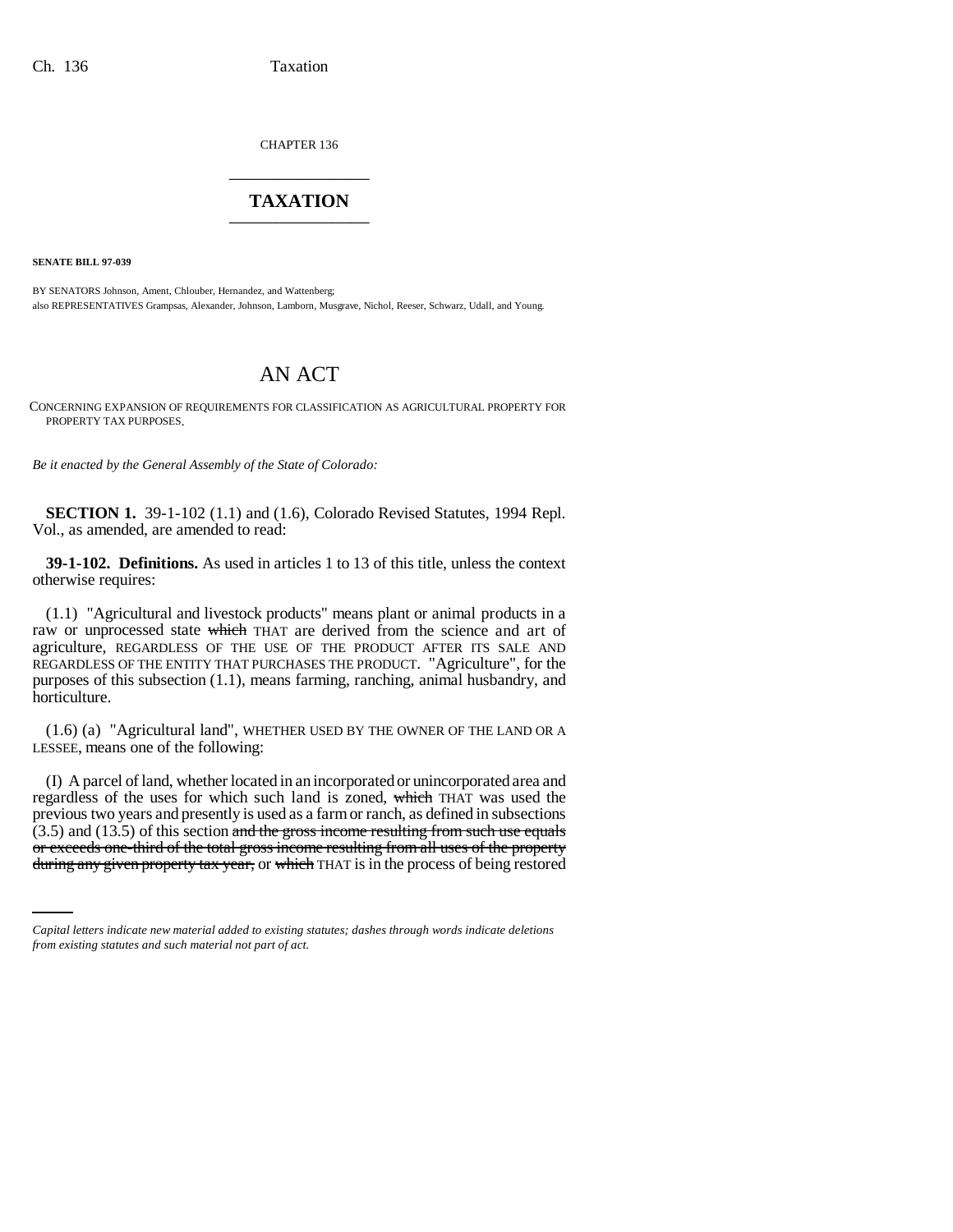CHAPTER 136

# TAXATION

**SENATE BILL 97-039**

BY SENATORS Johnson, Ament, Chlouber, Hernandez, and Wattenberg;
also REPRESENTATIVES Grampsas, Alexander, Johnson, Lamborn, Musgrave, Nichol, Reeser, Schwarz, Udall, and Young.

# AN ACT

CONCERNING EXPANSION OF REQUIREMENTS FOR CLASSIFICATION AS AGRICULTURAL PROPERTY FOR PROPERTY TAX PURPOSES.

*Be it enacted by the General Assembly of the State of Colorado:*

**SECTION 1.** 39-1-102 (1.1) and (1.6), Colorado Revised Statutes, 1994 Repl. Vol., as amended, are amended to read:

**39-1-102. Definitions.** As used in articles 1 to 13 of this title, unless the context otherwise requires:

(1.1) "Agricultural and livestock products" means plant or animal products in a raw or unprocessed state ~~which~~ THAT are derived from the science and art of agriculture, REGARDLESS OF THE USE OF THE PRODUCT AFTER ITS SALE AND REGARDLESS OF THE ENTITY THAT PURCHASES THE PRODUCT. "Agriculture", for the purposes of this subsection (1.1), means farming, ranching, animal husbandry, and horticulture.

(1.6) (a) "Agricultural land", WHETHER USED BY THE OWNER OF THE LAND OR A LESSEE, means one of the following:

(I) A parcel of land, whether located in an incorporated or unincorporated area and regardless of the uses for which such land is zoned, ~~which~~ THAT was used the previous two years and presently is used as a farm or ranch, as defined in subsections (3.5) and (13.5) of this section ~~and the gross income resulting from such use equals or exceeds one-third of the total gross income resulting from all uses of the property during any given property tax year,~~ or ~~which~~ THAT is in the process of being restored

*Capital letters indicate new material added to existing statutes; dashes through words indicate deletions from existing statutes and such material not part of act.*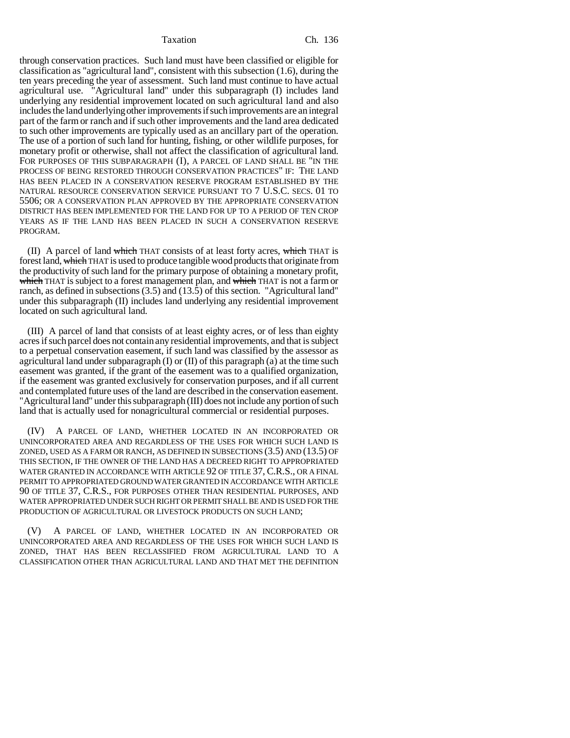through conservation practices. Such land must have been classified or eligible for classification as "agricultural land", consistent with this subsection (1.6), during the ten years preceding the year of assessment. Such land must continue to have actual agricultural use. "Agricultural land" under this subparagraph (I) includes land underlying any residential improvement located on such agricultural land and also includes the land underlying other improvements if such improvements are an integral part of the farm or ranch and if such other improvements and the land area dedicated to such other improvements are typically used as an ancillary part of the operation. The use of a portion of such land for hunting, fishing, or other wildlife purposes, for monetary profit or otherwise, shall not affect the classification of agricultural land. FOR PURPOSES OF THIS SUBPARAGRAPH (I), A PARCEL OF LAND SHALL BE "IN THE PROCESS OF BEING RESTORED THROUGH CONSERVATION PRACTICES" IF: THE LAND HAS BEEN PLACED IN A CONSERVATION RESERVE PROGRAM ESTABLISHED BY THE NATURAL RESOURCE CONSERVATION SERVICE PURSUANT TO 7 U.S.C. SECS. 01 TO 5506; OR A CONSERVATION PLAN APPROVED BY THE APPROPRIATE CONSERVATION DISTRICT HAS BEEN IMPLEMENTED FOR THE LAND FOR UP TO A PERIOD OF TEN CROP YEARS AS IF THE LAND HAS BEEN PLACED IN SUCH A CONSERVATION RESERVE PROGRAM.

(II) A parcel of land ~~which~~ THAT consists of at least forty acres, ~~which~~ THAT is forest land, ~~which~~ THAT is used to produce tangible wood products that originate from the productivity of such land for the primary purpose of obtaining a monetary profit, ~~which~~ THAT is subject to a forest management plan, and ~~which~~ THAT is not a farm or ranch, as defined in subsections (3.5) and (13.5) of this section. "Agricultural land" under this subparagraph (II) includes land underlying any residential improvement located on such agricultural land.

(III) A parcel of land that consists of at least eighty acres, or of less than eighty acres if such parcel does not contain any residential improvements, and that is subject to a perpetual conservation easement, if such land was classified by the assessor as agricultural land under subparagraph (I) or (II) of this paragraph (a) at the time such easement was granted, if the grant of the easement was to a qualified organization, if the easement was granted exclusively for conservation purposes, and if all current and contemplated future uses of the land are described in the conservation easement. "Agricultural land" under this subparagraph (III) does not include any portion of such land that is actually used for nonagricultural commercial or residential purposes.

(IV) A PARCEL OF LAND, WHETHER LOCATED IN AN INCORPORATED OR UNINCORPORATED AREA AND REGARDLESS OF THE USES FOR WHICH SUCH LAND IS ZONED, USED AS A FARM OR RANCH, AS DEFINED IN SUBSECTIONS (3.5) AND (13.5) OF THIS SECTION, IF THE OWNER OF THE LAND HAS A DECREED RIGHT TO APPROPRIATED WATER GRANTED IN ACCORDANCE WITH ARTICLE 92 OF TITLE 37, C.R.S., OR A FINAL PERMIT TO APPROPRIATED GROUND WATER GRANTED IN ACCORDANCE WITH ARTICLE 90 OF TITLE 37, C.R.S., FOR PURPOSES OTHER THAN RESIDENTIAL PURPOSES, AND WATER APPROPRIATED UNDER SUCH RIGHT OR PERMIT SHALL BE AND IS USED FOR THE PRODUCTION OF AGRICULTURAL OR LIVESTOCK PRODUCTS ON SUCH LAND;

(V) A PARCEL OF LAND, WHETHER LOCATED IN AN INCORPORATED OR UNINCORPORATED AREA AND REGARDLESS OF THE USES FOR WHICH SUCH LAND IS ZONED, THAT HAS BEEN RECLASSIFIED FROM AGRICULTURAL LAND TO A CLASSIFICATION OTHER THAN AGRICULTURAL LAND AND THAT MET THE DEFINITION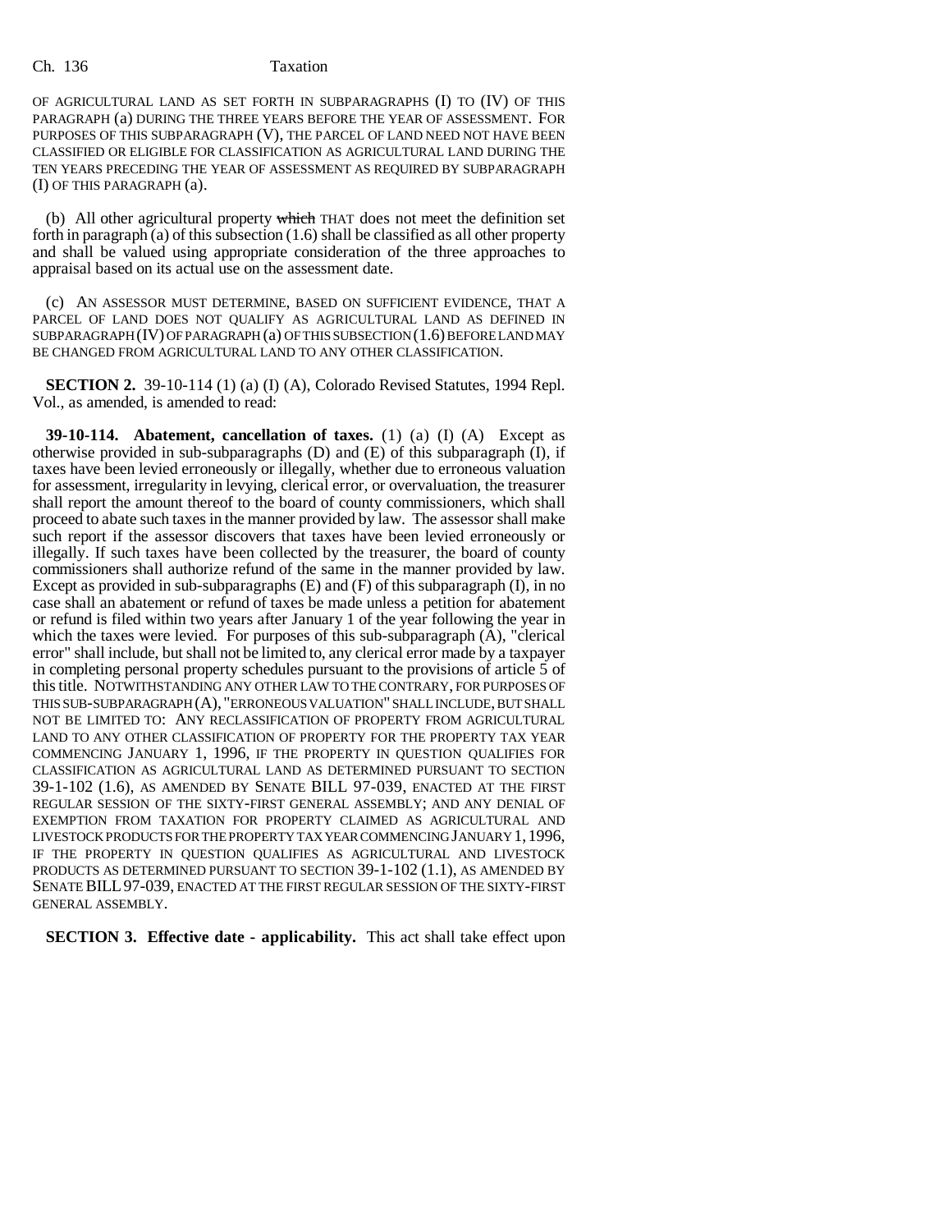OF AGRICULTURAL LAND AS SET FORTH IN SUBPARAGRAPHS (I) TO (IV) OF THIS PARAGRAPH (a) DURING THE THREE YEARS BEFORE THE YEAR OF ASSESSMENT. FOR PURPOSES OF THIS SUBPARAGRAPH (V), THE PARCEL OF LAND NEED NOT HAVE BEEN CLASSIFIED OR ELIGIBLE FOR CLASSIFICATION AS AGRICULTURAL LAND DURING THE TEN YEARS PRECEDING THE YEAR OF ASSESSMENT AS REQUIRED BY SUBPARAGRAPH (I) OF THIS PARAGRAPH (a).

(b) All other agricultural property ~~which~~ THAT does not meet the definition set forth in paragraph (a) of this subsection (1.6) shall be classified as all other property and shall be valued using appropriate consideration of the three approaches to appraisal based on its actual use on the assessment date.

(c) AN ASSESSOR MUST DETERMINE, BASED ON SUFFICIENT EVIDENCE, THAT A PARCEL OF LAND DOES NOT QUALIFY AS AGRICULTURAL LAND AS DEFINED IN SUBPARAGRAPH (IV) OF PARAGRAPH (a) OF THIS SUBSECTION (1.6) BEFORE LAND MAY BE CHANGED FROM AGRICULTURAL LAND TO ANY OTHER CLASSIFICATION.

**SECTION 2.** 39-10-114 (1) (a) (I) (A), Colorado Revised Statutes, 1994 Repl. Vol., as amended, is amended to read:

**39-10-114. Abatement, cancellation of taxes.** (1) (a) (I) (A) Except as otherwise provided in sub-subparagraphs (D) and (E) of this subparagraph (I), if taxes have been levied erroneously or illegally, whether due to erroneous valuation for assessment, irregularity in levying, clerical error, or overvaluation, the treasurer shall report the amount thereof to the board of county commissioners, which shall proceed to abate such taxes in the manner provided by law. The assessor shall make such report if the assessor discovers that taxes have been levied erroneously or illegally. If such taxes have been collected by the treasurer, the board of county commissioners shall authorize refund of the same in the manner provided by law. Except as provided in sub-subparagraphs (E) and (F) of this subparagraph (I), in no case shall an abatement or refund of taxes be made unless a petition for abatement or refund is filed within two years after January 1 of the year following the year in which the taxes were levied. For purposes of this sub-subparagraph (A), "clerical error" shall include, but shall not be limited to, any clerical error made by a taxpayer in completing personal property schedules pursuant to the provisions of article 5 of this title. NOTWITHSTANDING ANY OTHER LAW TO THE CONTRARY, FOR PURPOSES OF THIS SUB-SUBPARAGRAPH (A), "ERRONEOUS VALUATION" SHALL INCLUDE, BUT SHALL NOT BE LIMITED TO: ANY RECLASSIFICATION OF PROPERTY FROM AGRICULTURAL LAND TO ANY OTHER CLASSIFICATION OF PROPERTY FOR THE PROPERTY TAX YEAR COMMENCING JANUARY 1, 1996, IF THE PROPERTY IN QUESTION QUALIFIES FOR CLASSIFICATION AS AGRICULTURAL LAND AS DETERMINED PURSUANT TO SECTION 39-1-102 (1.6), AS AMENDED BY SENATE BILL 97-039, ENACTED AT THE FIRST REGULAR SESSION OF THE SIXTY-FIRST GENERAL ASSEMBLY; AND ANY DENIAL OF EXEMPTION FROM TAXATION FOR PROPERTY CLAIMED AS AGRICULTURAL AND LIVESTOCK PRODUCTS FOR THE PROPERTY TAX YEAR COMMENCING JANUARY 1, 1996, IF THE PROPERTY IN QUESTION QUALIFIES AS AGRICULTURAL AND LIVESTOCK PRODUCTS AS DETERMINED PURSUANT TO SECTION 39-1-102 (1.1), AS AMENDED BY SENATE BILL 97-039, ENACTED AT THE FIRST REGULAR SESSION OF THE SIXTY-FIRST GENERAL ASSEMBLY.

**SECTION 3. Effective date - applicability.** This act shall take effect upon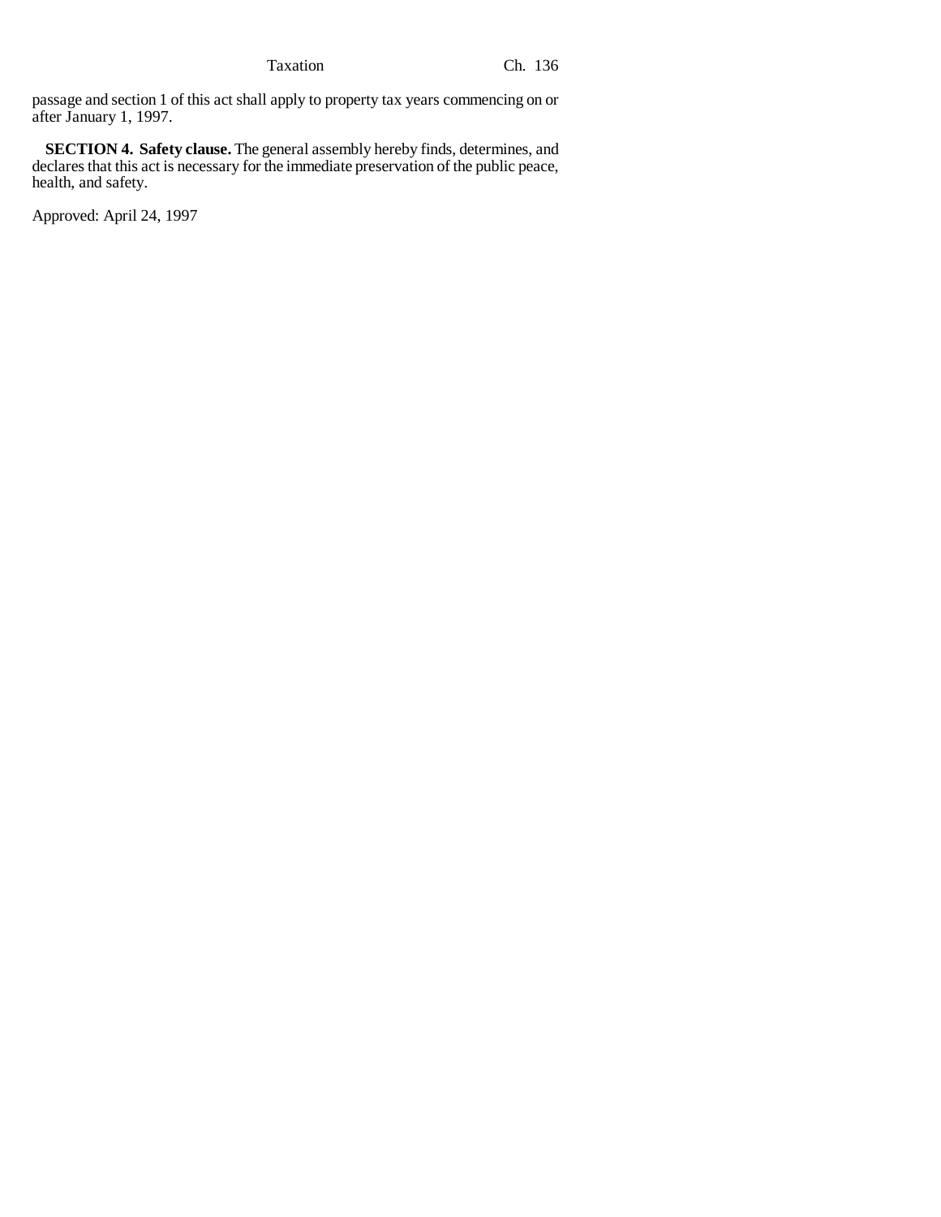passage and section 1 of this act shall apply to property tax years commencing on or after January 1, 1997.

**SECTION 4. Safety clause.** The general assembly hereby finds, determines, and declares that this act is necessary for the immediate preservation of the public peace, health, and safety.

Approved: April 24, 1997